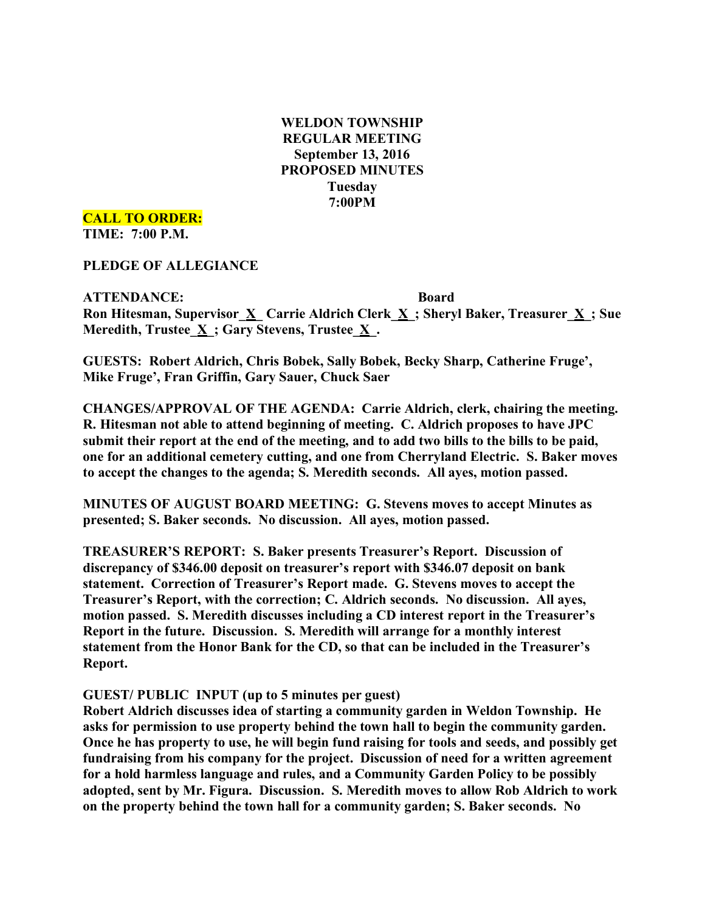**WELDON TOWNSHIP**
**REGULAR MEETING**
**September 13, 2016**
**PROPOSED MINUTES**
**Tuesday**
**7:00PM**

**CALL TO ORDER:**
**TIME: 7:00 P.M.**

**PLEDGE OF ALLEGIANCE**

**ATTENDANCE: Board**
**Ron Hitesman, Supervisor_X_ Carrie Aldrich Clerk_X_; Sheryl Baker, Treasurer_X_; Sue Meredith, Trustee_X_; Gary Stevens, Trustee_X_.**

**GUESTS: Robert Aldrich, Chris Bobek, Sally Bobek, Becky Sharp, Catherine Fruge', Mike Fruge', Fran Griffin, Gary Sauer, Chuck Saer**

**CHANGES/APPROVAL OF THE AGENDA: Carrie Aldrich, clerk, chairing the meeting. R. Hitesman not able to attend beginning of meeting. C. Aldrich proposes to have JPC submit their report at the end of the meeting, and to add two bills to the bills to be paid, one for an additional cemetery cutting, and one from Cherryland Electric. S. Baker moves to accept the changes to the agenda; S. Meredith seconds. All ayes, motion passed.**

**MINUTES OF AUGUST BOARD MEETING: G. Stevens moves to accept Minutes as presented; S. Baker seconds. No discussion. All ayes, motion passed.**

**TREASURER'S REPORT: S. Baker presents Treasurer's Report. Discussion of discrepancy of $346.00 deposit on treasurer's report with $346.07 deposit on bank statement. Correction of Treasurer's Report made. G. Stevens moves to accept the Treasurer's Report, with the correction; C. Aldrich seconds. No discussion. All ayes, motion passed. S. Meredith discusses including a CD interest report in the Treasurer's Report in the future. Discussion. S. Meredith will arrange for a monthly interest statement from the Honor Bank for the CD, so that can be included in the Treasurer's Report.**

**GUEST/ PUBLIC INPUT (up to 5 minutes per guest)**
**Robert Aldrich discusses idea of starting a community garden in Weldon Township. He asks for permission to use property behind the town hall to begin the community garden. Once he has property to use, he will begin fund raising for tools and seeds, and possibly get fundraising from his company for the project. Discussion of need for a written agreement for a hold harmless language and rules, and a Community Garden Policy to be possibly adopted, sent by Mr. Figura. Discussion. S. Meredith moves to allow Rob Aldrich to work on the property behind the town hall for a community garden; S. Baker seconds. No**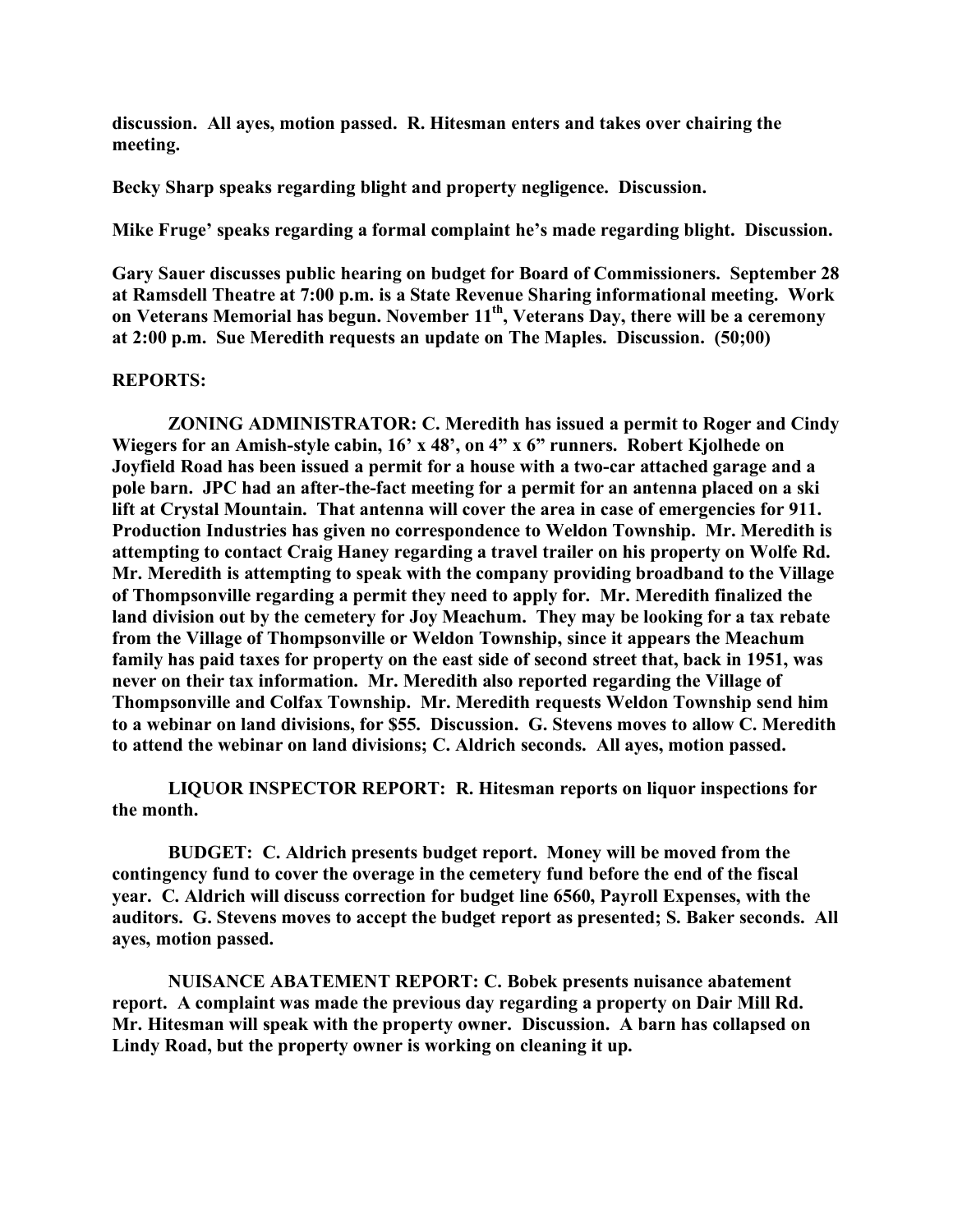**discussion. All ayes, motion passed. R. Hitesman enters and takes over chairing the meeting.**

**Becky Sharp speaks regarding blight and property negligence. Discussion.**

**Mike Fruge' speaks regarding a formal complaint he's made regarding blight. Discussion.**

**Gary Sauer discusses public hearing on budget for Board of Commissioners. September 28 at Ramsdell Theatre at 7:00 p.m. is a State Revenue Sharing informational meeting. Work on Veterans Memorial has begun. November 11th, Veterans Day, there will be a ceremony at 2:00 p.m. Sue Meredith requests an update on The Maples. Discussion. (50;00)**

**REPORTS:**

**ZONING ADMINISTRATOR: C. Meredith has issued a permit to Roger and Cindy Wiegers for an Amish-style cabin, 16' x 48', on 4" x 6" runners. Robert Kjolhede on Joyfield Road has been issued a permit for a house with a two-car attached garage and a pole barn. JPC had an after-the-fact meeting for a permit for an antenna placed on a ski lift at Crystal Mountain. That antenna will cover the area in case of emergencies for 911. Production Industries has given no correspondence to Weldon Township. Mr. Meredith is attempting to contact Craig Haney regarding a travel trailer on his property on Wolfe Rd. Mr. Meredith is attempting to speak with the company providing broadband to the Village of Thompsonville regarding a permit they need to apply for. Mr. Meredith finalized the land division out by the cemetery for Joy Meachum. They may be looking for a tax rebate from the Village of Thompsonville or Weldon Township, since it appears the Meachum family has paid taxes for property on the east side of second street that, back in 1951, was never on their tax information. Mr. Meredith also reported regarding the Village of Thompsonville and Colfax Township. Mr. Meredith requests Weldon Township send him to a webinar on land divisions, for $55. Discussion. G. Stevens moves to allow C. Meredith to attend the webinar on land divisions; C. Aldrich seconds. All ayes, motion passed.**

**LIQUOR INSPECTOR REPORT: R. Hitesman reports on liquor inspections for the month.**

**BUDGET: C. Aldrich presents budget report. Money will be moved from the contingency fund to cover the overage in the cemetery fund before the end of the fiscal year. C. Aldrich will discuss correction for budget line 6560, Payroll Expenses, with the auditors. G. Stevens moves to accept the budget report as presented; S. Baker seconds. All ayes, motion passed.**

**NUISANCE ABATEMENT REPORT: C. Bobek presents nuisance abatement report. A complaint was made the previous day regarding a property on Dair Mill Rd. Mr. Hitesman will speak with the property owner. Discussion. A barn has collapsed on Lindy Road, but the property owner is working on cleaning it up.**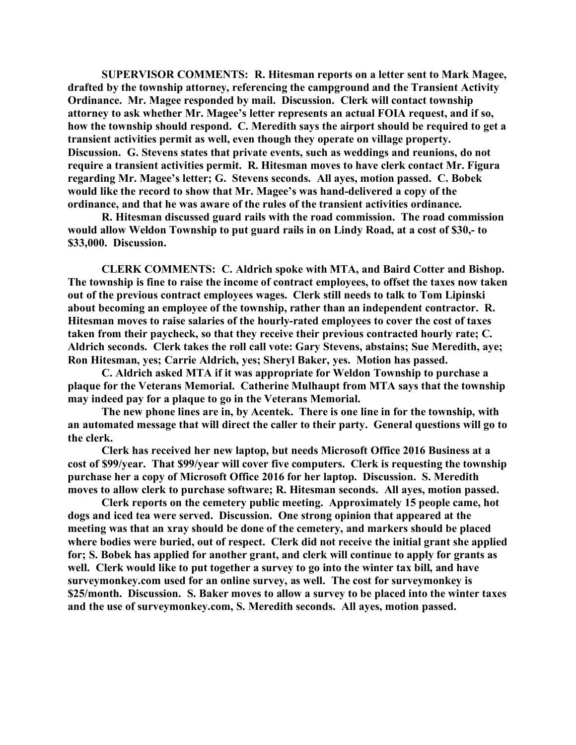**SUPERVISOR COMMENTS: R. Hitesman reports on a letter sent to Mark Magee, drafted by the township attorney, referencing the campground and the Transient Activity Ordinance. Mr. Magee responded by mail. Discussion. Clerk will contact township attorney to ask whether Mr. Magee's letter represents an actual FOIA request, and if so, how the township should respond. C. Meredith says the airport should be required to get a transient activities permit as well, even though they operate on village property. Discussion. G. Stevens states that private events, such as weddings and reunions, do not require a transient activities permit. R. Hitesman moves to have clerk contact Mr. Figura regarding Mr. Magee's letter; G. Stevens seconds. All ayes, motion passed. C. Bobek would like the record to show that Mr. Magee's was hand-delivered a copy of the ordinance, and that he was aware of the rules of the transient activities ordinance.**

**R. Hitesman discussed guard rails with the road commission. The road commission would allow Weldon Township to put guard rails in on Lindy Road, at a cost of $30,- to $33,000. Discussion.**

**CLERK COMMENTS: C. Aldrich spoke with MTA, and Baird Cotter and Bishop. The township is fine to raise the income of contract employees, to offset the taxes now taken out of the previous contract employees wages. Clerk still needs to talk to Tom Lipinski about becoming an employee of the township, rather than an independent contractor. R. Hitesman moves to raise salaries of the hourly-rated employees to cover the cost of taxes taken from their paycheck, so that they receive their previous contracted hourly rate; C. Aldrich seconds. Clerk takes the roll call vote: Gary Stevens, abstains; Sue Meredith, aye; Ron Hitesman, yes; Carrie Aldrich, yes; Sheryl Baker, yes. Motion has passed.**

**C. Aldrich asked MTA if it was appropriate for Weldon Township to purchase a plaque for the Veterans Memorial. Catherine Mulhaupt from MTA says that the township may indeed pay for a plaque to go in the Veterans Memorial.**

**The new phone lines are in, by Acentek. There is one line in for the township, with an automated message that will direct the caller to their party. General questions will go to the clerk.**

**Clerk has received her new laptop, but needs Microsoft Office 2016 Business at a cost of $99/year. That $99/year will cover five computers. Clerk is requesting the township purchase her a copy of Microsoft Office 2016 for her laptop. Discussion. S. Meredith moves to allow clerk to purchase software; R. Hitesman seconds. All ayes, motion passed.**

**Clerk reports on the cemetery public meeting. Approximately 15 people came, hot dogs and iced tea were served. Discussion. One strong opinion that appeared at the meeting was that an xray should be done of the cemetery, and markers should be placed where bodies were buried, out of respect. Clerk did not receive the initial grant she applied for; S. Bobek has applied for another grant, and clerk will continue to apply for grants as well. Clerk would like to put together a survey to go into the winter tax bill, and have surveymonkey.com used for an online survey, as well. The cost for surveymonkey is $25/month. Discussion. S. Baker moves to allow a survey to be placed into the winter taxes and the use of surveymonkey.com, S. Meredith seconds. All ayes, motion passed.**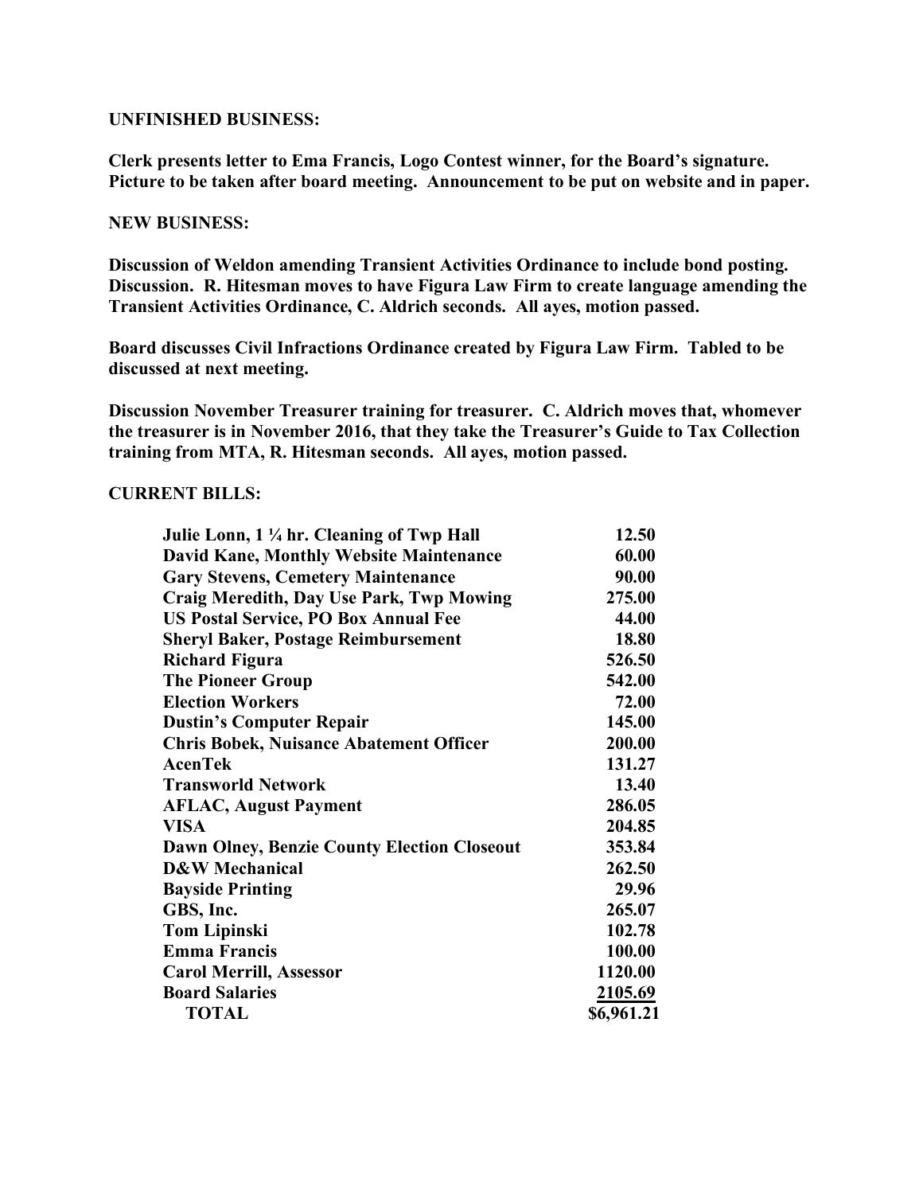**UNFINISHED BUSINESS:**

**Clerk presents letter to Ema Francis, Logo Contest winner, for the Board's signature. Picture to be taken after board meeting. Announcement to be put on website and in paper.**

**NEW BUSINESS:**

**Discussion of Weldon amending Transient Activities Ordinance to include bond posting. Discussion. R. Hitesman moves to have Figura Law Firm to create language amending the Transient Activities Ordinance, C. Aldrich seconds. All ayes, motion passed.**

**Board discusses Civil Infractions Ordinance created by Figura Law Firm. Tabled to be discussed at next meeting.**

**Discussion November Treasurer training for treasurer. C. Aldrich moves that, whomever the treasurer is in November 2016, that they take the Treasurer's Guide to Tax Collection training from MTA, R. Hitesman seconds. All ayes, motion passed.**

**CURRENT BILLS:**

| | |
|---|---|
| **Julie Lonn, 1 ¼ hr. Cleaning of Twp Hall** | **12.50** |
| **David Kane, Monthly Website Maintenance** | **60.00** |
| **Gary Stevens, Cemetery Maintenance** | **90.00** |
| **Craig Meredith, Day Use Park, Twp Mowing** | **275.00** |
| **US Postal Service, PO Box Annual Fee** | **44.00** |
| **Sheryl Baker, Postage Reimbursement** | **18.80** |
| **Richard Figura** | **526.50** |
| **The Pioneer Group** | **542.00** |
| **Election Workers** | **72.00** |
| **Dustin's Computer Repair** | **145.00** |
| **Chris Bobek, Nuisance Abatement Officer** | **200.00** |
| **AcenTek** | **131.27** |
| **Transworld Network** | **13.40** |
| **AFLAC, August Payment** | **286.05** |
| **VISA** | **204.85** |
| **Dawn Olney, Benzie County Election Closeout** | **353.84** |
| **D&W Mechanical** | **262.50** |
| **Bayside Printing** | **29.96** |
| **GBS, Inc.** | **265.07** |
| **Tom Lipinski** | **102.78** |
| **Emma Francis** | **100.00** |
| **Carol Merrill, Assessor** | **1120.00** |
| **Board Salaries** | **2105.69** |
| **TOTAL** | **$6,961.21** |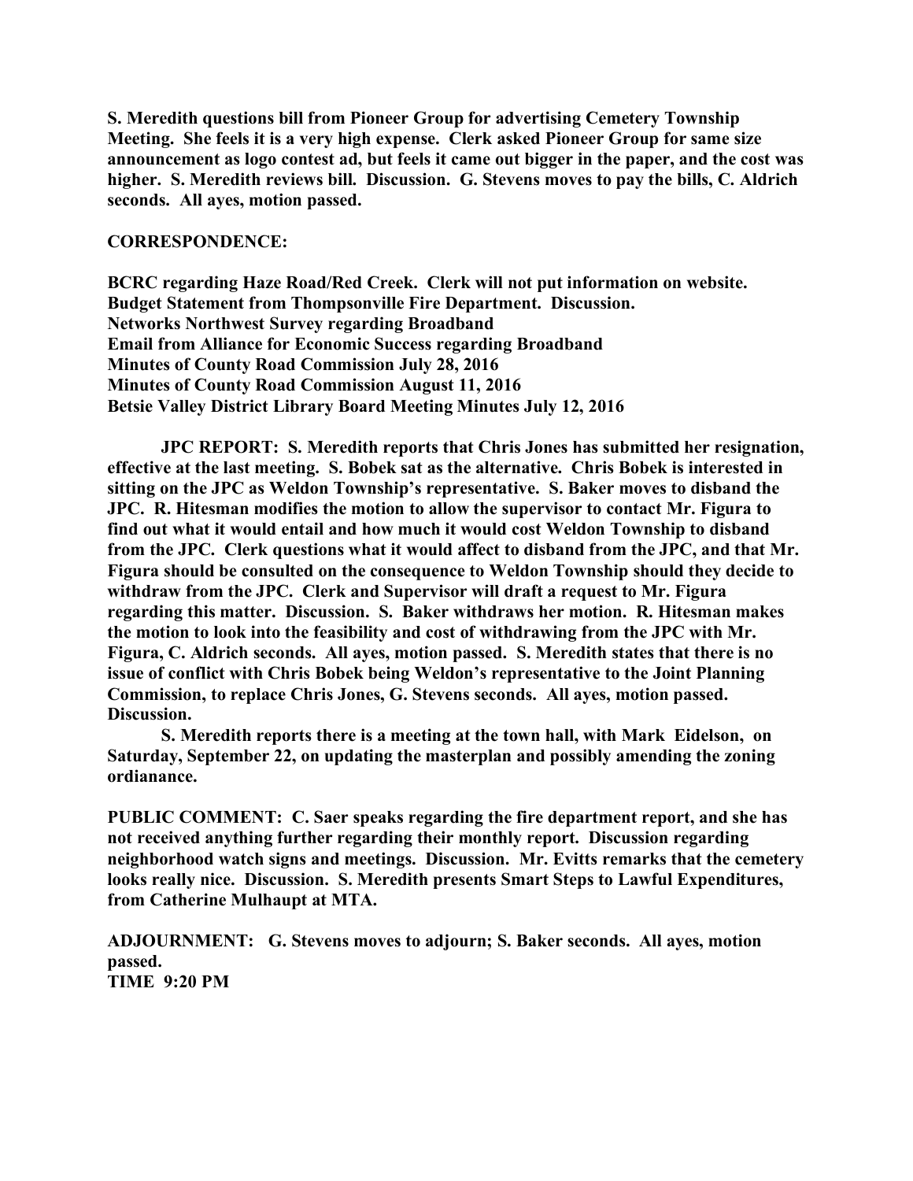**S. Meredith questions bill from Pioneer Group for advertising Cemetery Township Meeting. She feels it is a very high expense. Clerk asked Pioneer Group for same size announcement as logo contest ad, but feels it came out bigger in the paper, and the cost was higher. S. Meredith reviews bill. Discussion. G. Stevens moves to pay the bills, C. Aldrich seconds. All ayes, motion passed.**

**CORRESPONDENCE:**

**BCRC regarding Haze Road/Red Creek. Clerk will not put information on website.**
**Budget Statement from Thompsonville Fire Department. Discussion.**
**Networks Northwest Survey regarding Broadband**
**Email from Alliance for Economic Success regarding Broadband**
**Minutes of County Road Commission July 28, 2016**
**Minutes of County Road Commission August 11, 2016**
**Betsie Valley District Library Board Meeting Minutes July 12, 2016**

**JPC REPORT: S. Meredith reports that Chris Jones has submitted her resignation, effective at the last meeting. S. Bobek sat as the alternative. Chris Bobek is interested in sitting on the JPC as Weldon Township's representative. S. Baker moves to disband the JPC. R. Hitesman modifies the motion to allow the supervisor to contact Mr. Figura to find out what it would entail and how much it would cost Weldon Township to disband from the JPC. Clerk questions what it would affect to disband from the JPC, and that Mr. Figura should be consulted on the consequence to Weldon Township should they decide to withdraw from the JPC. Clerk and Supervisor will draft a request to Mr. Figura regarding this matter. Discussion. S. Baker withdraws her motion. R. Hitesman makes the motion to look into the feasibility and cost of withdrawing from the JPC with Mr. Figura, C. Aldrich seconds. All ayes, motion passed. S. Meredith states that there is no issue of conflict with Chris Bobek being Weldon's representative to the Joint Planning Commission, to replace Chris Jones, G. Stevens seconds. All ayes, motion passed. Discussion.**

**S. Meredith reports there is a meeting at the town hall, with Mark Eidelson, on Saturday, September 22, on updating the masterplan and possibly amending the zoning ordianance.**

**PUBLIC COMMENT: C. Saer speaks regarding the fire department report, and she has not received anything further regarding their monthly report. Discussion regarding neighborhood watch signs and meetings. Discussion. Mr. Evitts remarks that the cemetery looks really nice. Discussion. S. Meredith presents Smart Steps to Lawful Expenditures, from Catherine Mulhaupt at MTA.**

**ADJOURNMENT: G. Stevens moves to adjourn; S. Baker seconds. All ayes, motion passed.**
**TIME 9:20 PM**